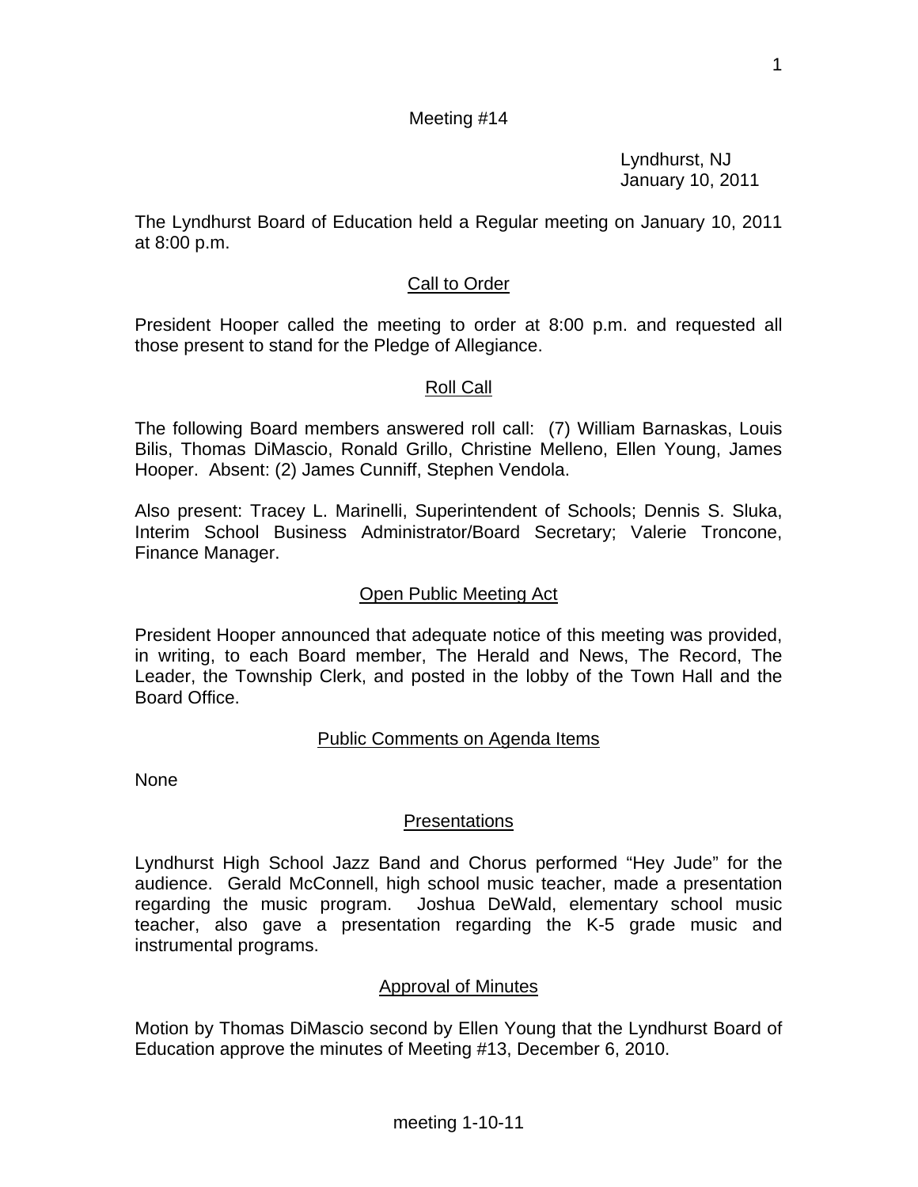Meeting #14

Lyndhurst, NJ
January 10, 2011

The Lyndhurst Board of Education held a Regular meeting on January 10, 2011 at 8:00 p.m.

## Call to Order

President Hooper called the meeting to order at 8:00 p.m. and requested all those present to stand for the Pledge of Allegiance.

## Roll Call

The following Board members answered roll call: (7) William Barnaskas, Louis Bilis, Thomas DiMascio, Ronald Grillo, Christine Melleno, Ellen Young, James Hooper. Absent: (2) James Cunniff, Stephen Vendola.

Also present: Tracey L. Marinelli, Superintendent of Schools; Dennis S. Sluka, Interim School Business Administrator/Board Secretary; Valerie Troncone, Finance Manager.

## Open Public Meeting Act

President Hooper announced that adequate notice of this meeting was provided, in writing, to each Board member, The Herald and News, The Record, The Leader, the Township Clerk, and posted in the lobby of the Town Hall and the Board Office.

## Public Comments on Agenda Items

None

## Presentations

Lyndhurst High School Jazz Band and Chorus performed "Hey Jude" for the audience. Gerald McConnell, high school music teacher, made a presentation regarding the music program. Joshua DeWald, elementary school music teacher, also gave a presentation regarding the K-5 grade music and instrumental programs.

## Approval of Minutes

Motion by Thomas DiMascio second by Ellen Young that the Lyndhurst Board of Education approve the minutes of Meeting #13, December 6, 2010.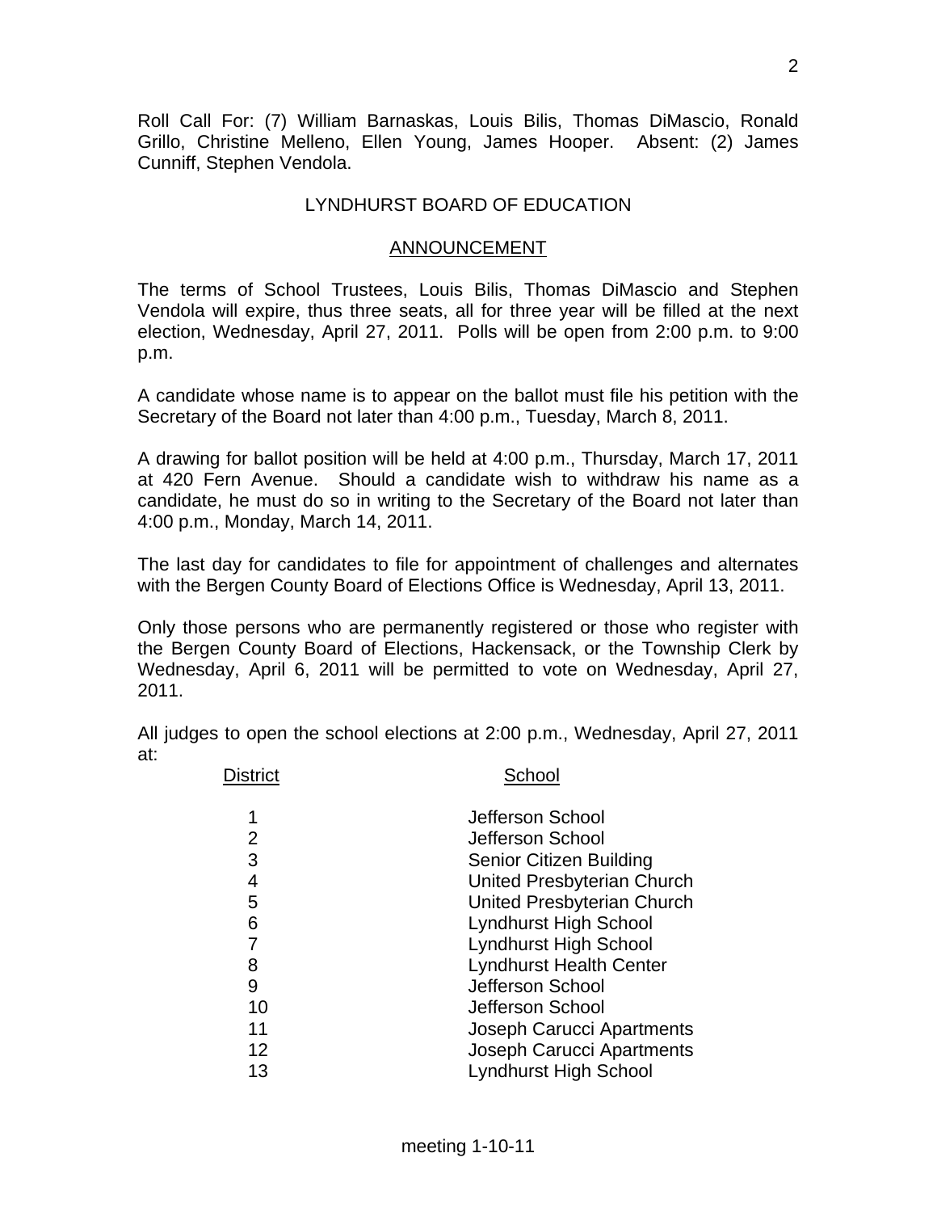Roll Call For: (7) William Barnaskas, Louis Bilis, Thomas DiMascio, Ronald Grillo, Christine Melleno, Ellen Young, James Hooper. Absent: (2) James Cunniff, Stephen Vendola.

## LYNDHURST BOARD OF EDUCATION

### ANNOUNCEMENT

The terms of School Trustees, Louis Bilis, Thomas DiMascio and Stephen Vendola will expire, thus three seats, all for three year will be filled at the next election, Wednesday, April 27, 2011. Polls will be open from 2:00 p.m. to 9:00 p.m.

A candidate whose name is to appear on the ballot must file his petition with the Secretary of the Board not later than 4:00 p.m., Tuesday, March 8, 2011.

A drawing for ballot position will be held at 4:00 p.m., Thursday, March 17, 2011 at 420 Fern Avenue. Should a candidate wish to withdraw his name as a candidate, he must do so in writing to the Secretary of the Board not later than 4:00 p.m., Monday, March 14, 2011.

The last day for candidates to file for appointment of challenges and alternates with the Bergen County Board of Elections Office is Wednesday, April 13, 2011.

Only those persons who are permanently registered or those who register with the Bergen County Board of Elections, Hackensack, or the Township Clerk by Wednesday, April 6, 2011 will be permitted to vote on Wednesday, April 27, 2011.

All judges to open the school elections at 2:00 p.m., Wednesday, April 27, 2011 at:

| District | School |
|---|---|
| 1 | Jefferson School |
| 2 | Jefferson School |
| 3 | Senior Citizen Building |
| 4 | United Presbyterian Church |
| 5 | United Presbyterian Church |
| 6 | Lyndhurst High School |
| 7 | Lyndhurst High School |
| 8 | Lyndhurst Health Center |
| 9 | Jefferson School |
| 10 | Jefferson School |
| 11 | Joseph Carucci Apartments |
| 12 | Joseph Carucci Apartments |
| 13 | Lyndhurst High School |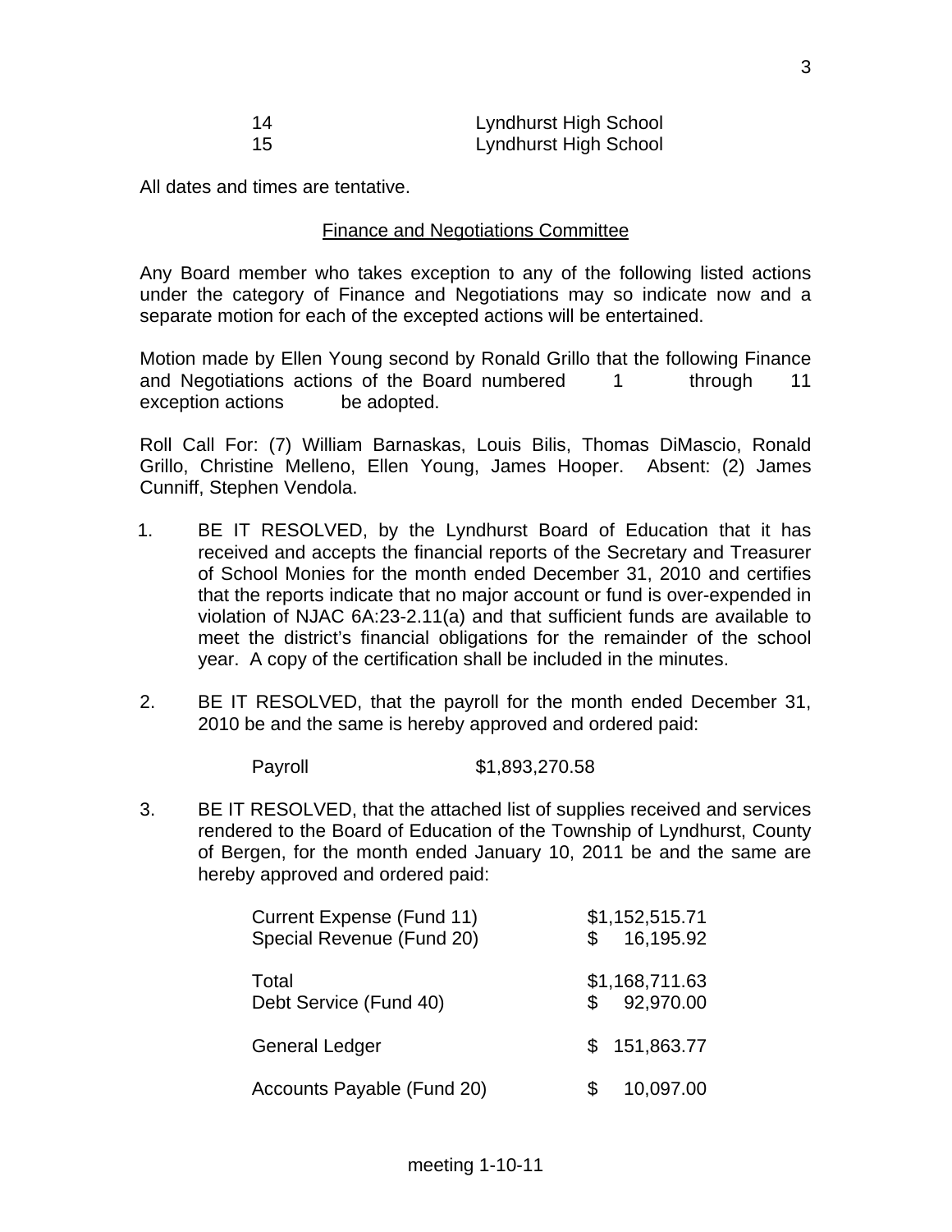| | |
|---|---|
| 14 | Lyndhurst High School |
| 15 | Lyndhurst High School |

All dates and times are tentative.

## Finance and Negotiations Committee

Any Board member who takes exception to any of the following listed actions under the category of Finance and Negotiations may so indicate now and a separate motion for each of the excepted actions will be entertained.

Motion made by Ellen Young second by Ronald Grillo that the following Finance and Negotiations actions of the Board numbered 1 through 11 exception actions be adopted.

Roll Call For: (7) William Barnaskas, Louis Bilis, Thomas DiMascio, Ronald Grillo, Christine Melleno, Ellen Young, James Hooper. Absent: (2) James Cunniff, Stephen Vendola.

1. BE IT RESOLVED, by the Lyndhurst Board of Education that it has received and accepts the financial reports of the Secretary and Treasurer of School Monies for the month ended December 31, 2010 and certifies that the reports indicate that no major account or fund is over-expended in violation of NJAC 6A:23-2.11(a) and that sufficient funds are available to meet the district's financial obligations for the remainder of the school year. A copy of the certification shall be included in the minutes.

2. BE IT RESOLVED, that the payroll for the month ended December 31, 2010 be and the same is hereby approved and ordered paid:

   Payroll $1,893,270.58

3. BE IT RESOLVED, that the attached list of supplies received and services rendered to the Board of Education of the Township of Lyndhurst, County of Bergen, for the month ended January 10, 2011 be and the same are hereby approved and ordered paid:

| | |
|---|---|
| Current Expense (Fund 11) | $1,152,515.71 |
| Special Revenue (Fund 20) | $ 16,195.92 |
| Total | $1,168,711.63 |
| Debt Service (Fund 40) | $ 92,970.00 |
| General Ledger | $ 151,863.77 |
| Accounts Payable (Fund 20) | $ 10,097.00 |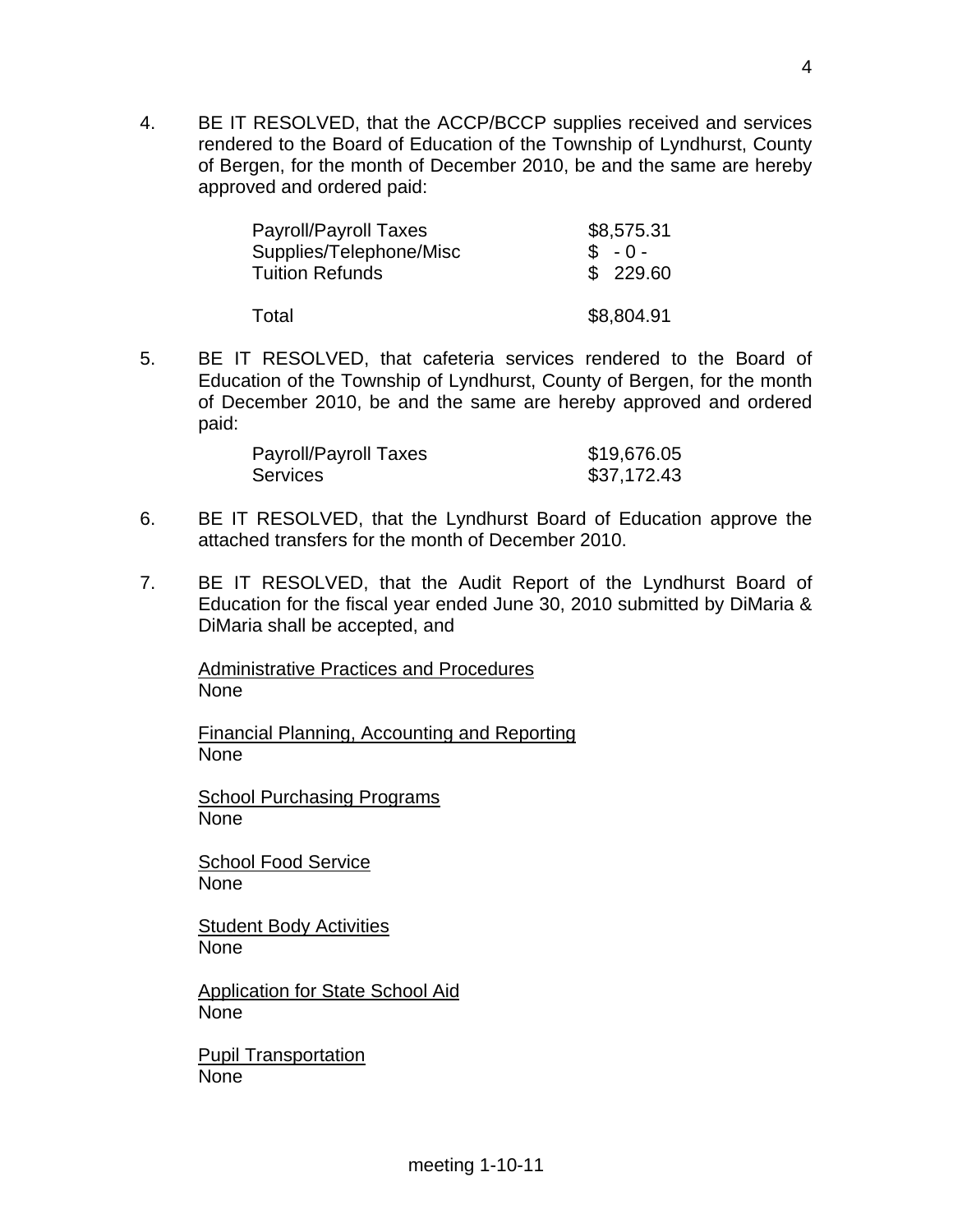4. BE IT RESOLVED, that the ACCP/BCCP supplies received and services rendered to the Board of Education of the Township of Lyndhurst, County of Bergen, for the month of December 2010, be and the same are hereby approved and ordered paid:

| | |
|---|---|
| Payroll/Payroll Taxes | $8,575.31 |
| Supplies/Telephone/Misc | $ - 0 - |
| Tuition Refunds | $ 229.60 |
| Total | $8,804.91 |

5. BE IT RESOLVED, that cafeteria services rendered to the Board of Education of the Township of Lyndhurst, County of Bergen, for the month of December 2010, be and the same are hereby approved and ordered paid:

| | |
|---|---|
| Payroll/Payroll Taxes | $19,676.05 |
| Services | $37,172.43 |

6. BE IT RESOLVED, that the Lyndhurst Board of Education approve the attached transfers for the month of December 2010.

7. BE IT RESOLVED, that the Audit Report of the Lyndhurst Board of Education for the fiscal year ended June 30, 2010 submitted by DiMaria & DiMaria shall be accepted, and

   <u>Administrative Practices and Procedures</u>
   None

   <u>Financial Planning, Accounting and Reporting</u>
   None

   <u>School Purchasing Programs</u>
   None

   <u>School Food Service</u>
   None

   <u>Student Body Activities</u>
   None

   <u>Application for State School Aid</u>
   None

   <u>Pupil Transportation</u>
   None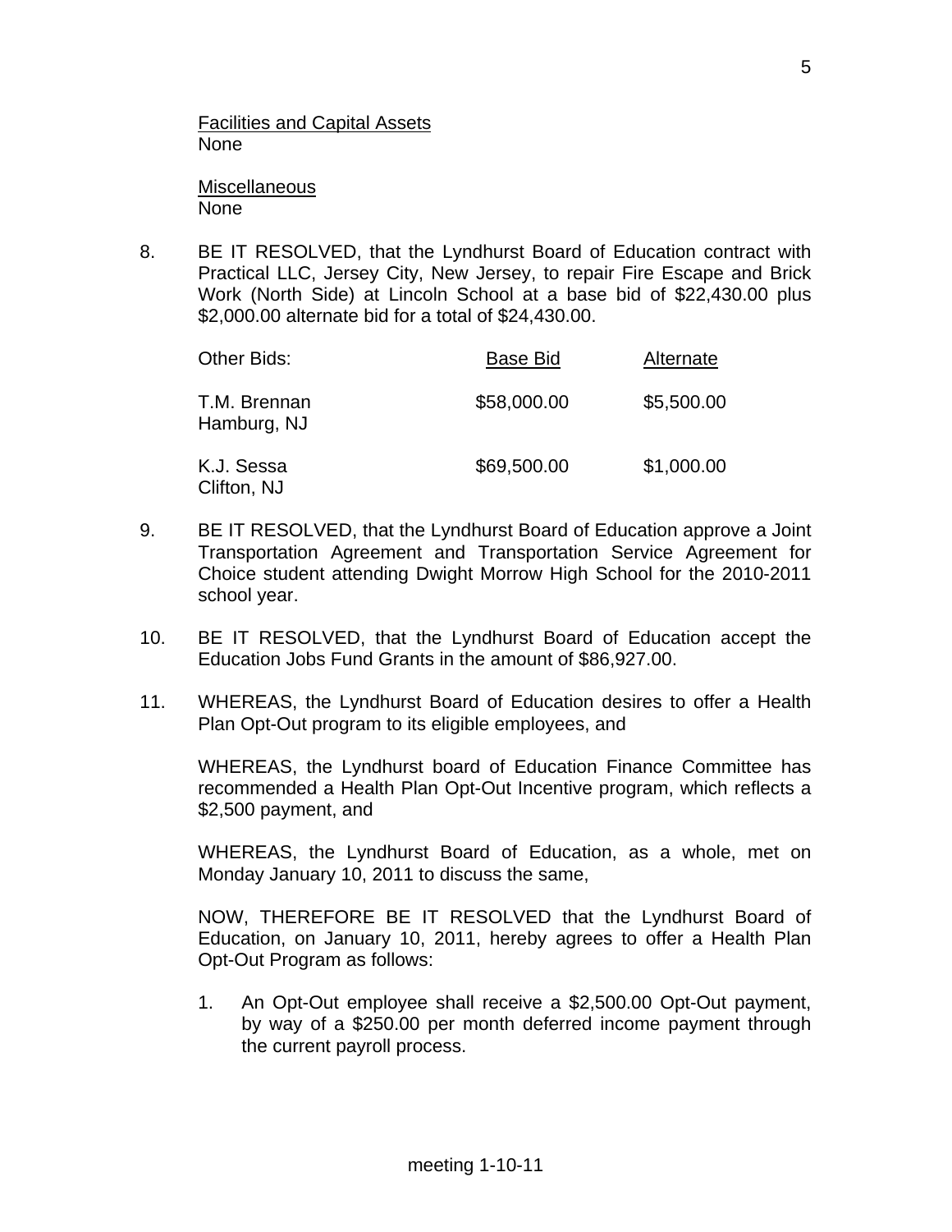Facilities and Capital Assets
None

Miscellaneous
None

8. BE IT RESOLVED, that the Lyndhurst Board of Education contract with Practical LLC, Jersey City, New Jersey, to repair Fire Escape and Brick Work (North Side) at Lincoln School at a base bid of $22,430.00 plus $2,000.00 alternate bid for a total of $24,430.00.

| Other Bids: | Base Bid | Alternate |
|---|---|---|
| T.M. Brennan<br>Hamburg, NJ | $58,000.00 | $5,500.00 |
| K.J. Sessa<br>Clifton, NJ | $69,500.00 | $1,000.00 |

9. BE IT RESOLVED, that the Lyndhurst Board of Education approve a Joint Transportation Agreement and Transportation Service Agreement for Choice student attending Dwight Morrow High School for the 2010-2011 school year.

10. BE IT RESOLVED, that the Lyndhurst Board of Education accept the Education Jobs Fund Grants in the amount of $86,927.00.

11. WHEREAS, the Lyndhurst Board of Education desires to offer a Health Plan Opt-Out program to its eligible employees, and

    WHEREAS, the Lyndhurst board of Education Finance Committee has recommended a Health Plan Opt-Out Incentive program, which reflects a $2,500 payment, and

    WHEREAS, the Lyndhurst Board of Education, as a whole, met on Monday January 10, 2011 to discuss the same,

    NOW, THEREFORE BE IT RESOLVED that the Lyndhurst Board of Education, on January 10, 2011, hereby agrees to offer a Health Plan Opt-Out Program as follows:

    1. An Opt-Out employee shall receive a $2,500.00 Opt-Out payment, by way of a $250.00 per month deferred income payment through the current payroll process.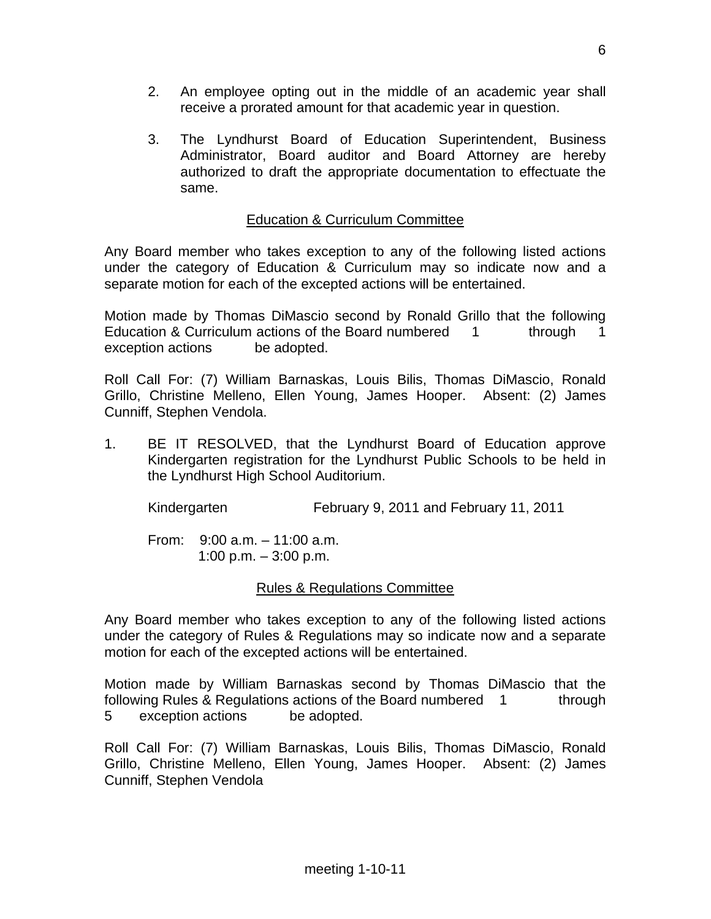2. An employee opting out in the middle of an academic year shall receive a prorated amount for that academic year in question.

3. The Lyndhurst Board of Education Superintendent, Business Administrator, Board auditor and Board Attorney are hereby authorized to draft the appropriate documentation to effectuate the same.

## Education & Curriculum Committee

Any Board member who takes exception to any of the following listed actions under the category of Education & Curriculum may so indicate now and a separate motion for each of the excepted actions will be entertained.

Motion made by Thomas DiMascio second by Ronald Grillo that the following Education & Curriculum actions of the Board numbered 1 through 1 exception actions be adopted.

Roll Call For: (7) William Barnaskas, Louis Bilis, Thomas DiMascio, Ronald Grillo, Christine Melleno, Ellen Young, James Hooper. Absent: (2) James Cunniff, Stephen Vendola.

1. BE IT RESOLVED, that the Lyndhurst Board of Education approve Kindergarten registration for the Lyndhurst Public Schools to be held in the Lyndhurst High School Auditorium.

   Kindergarten February 9, 2011 and February 11, 2011

   From: 9:00 a.m. – 11:00 a.m.
   1:00 p.m. – 3:00 p.m.

## Rules & Regulations Committee

Any Board member who takes exception to any of the following listed actions under the category of Rules & Regulations may so indicate now and a separate motion for each of the excepted actions will be entertained.

Motion made by William Barnaskas second by Thomas DiMascio that the following Rules & Regulations actions of the Board numbered 1 through 5 exception actions be adopted.

Roll Call For: (7) William Barnaskas, Louis Bilis, Thomas DiMascio, Ronald Grillo, Christine Melleno, Ellen Young, James Hooper. Absent: (2) James Cunniff, Stephen Vendola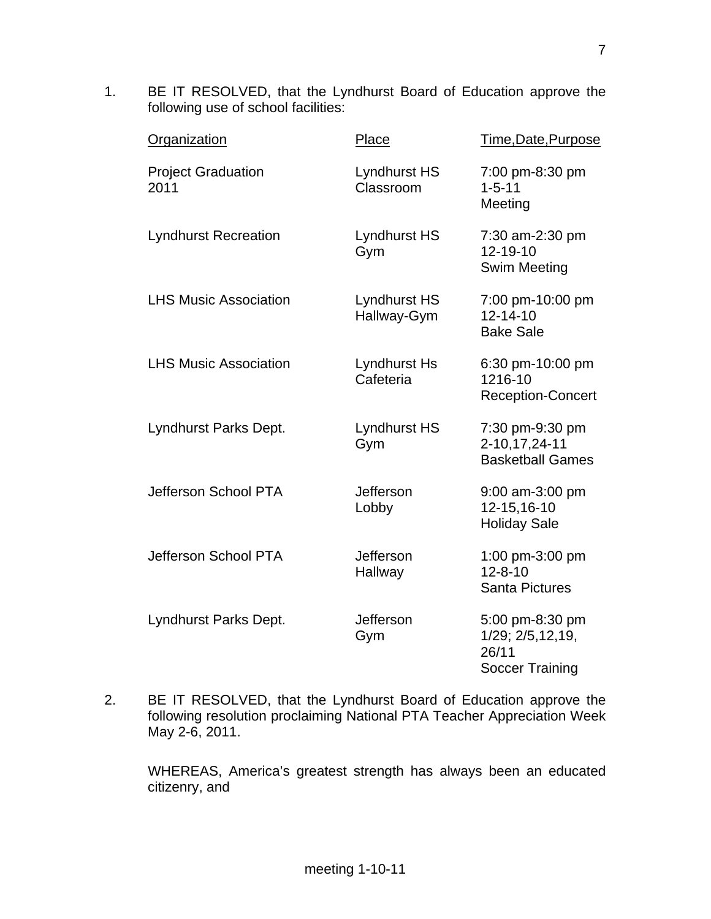1. BE IT RESOLVED, that the Lyndhurst Board of Education approve the following use of school facilities:

| Organization | Place | Time,Date,Purpose |
| --- | --- | --- |
| Project Graduation 2011 | Lyndhurst HS Classroom | 7:00 pm-8:30 pm 1-5-11 Meeting |
| Lyndhurst Recreation | Lyndhurst HS Gym | 7:30 am-2:30 pm 12-19-10 Swim Meeting |
| LHS Music Association | Lyndhurst HS Hallway-Gym | 7:00 pm-10:00 pm 12-14-10 Bake Sale |
| LHS Music Association | Lyndhurst Hs Cafeteria | 6:30 pm-10:00 pm 1216-10 Reception-Concert |
| Lyndhurst Parks Dept. | Lyndhurst HS Gym | 7:30 pm-9:30 pm 2-10,17,24-11 Basketball Games |
| Jefferson School PTA | Jefferson Lobby | 9:00 am-3:00 pm 12-15,16-10 Holiday Sale |
| Jefferson School PTA | Jefferson Hallway | 1:00 pm-3:00 pm 12-8-10 Santa Pictures |
| Lyndhurst Parks Dept. | Jefferson Gym | 5:00 pm-8:30 pm 1/29; 2/5,12,19, 26/11 Soccer Training |

2. BE IT RESOLVED, that the Lyndhurst Board of Education approve the following resolution proclaiming National PTA Teacher Appreciation Week May 2-6, 2011.

   WHEREAS, America's greatest strength has always been an educated citizenry, and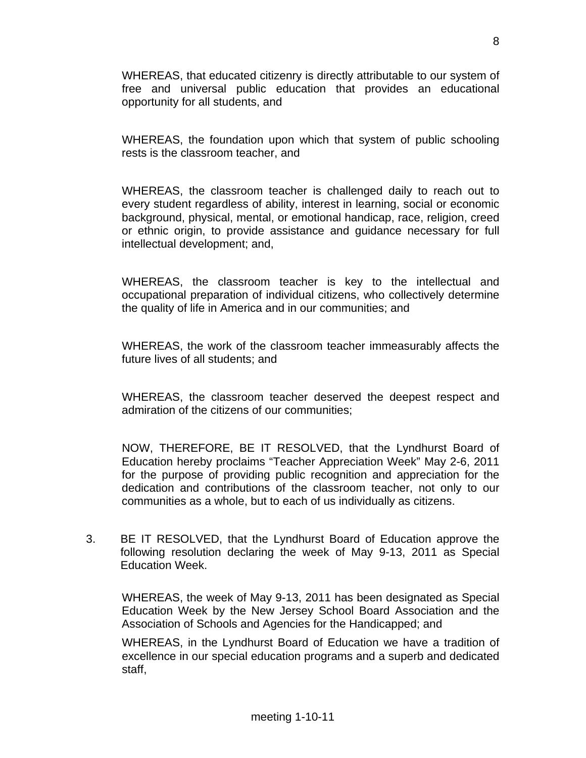WHEREAS, that educated citizenry is directly attributable to our system of free and universal public education that provides an educational opportunity for all students, and

WHEREAS, the foundation upon which that system of public schooling rests is the classroom teacher, and

WHEREAS, the classroom teacher is challenged daily to reach out to every student regardless of ability, interest in learning, social or economic background, physical, mental, or emotional handicap, race, religion, creed or ethnic origin, to provide assistance and guidance necessary for full intellectual development; and,

WHEREAS, the classroom teacher is key to the intellectual and occupational preparation of individual citizens, who collectively determine the quality of life in America and in our communities; and

WHEREAS, the work of the classroom teacher immeasurably affects the future lives of all students; and

WHEREAS, the classroom teacher deserved the deepest respect and admiration of the citizens of our communities;

NOW, THEREFORE, BE IT RESOLVED, that the Lyndhurst Board of Education hereby proclaims "Teacher Appreciation Week" May 2-6, 2011 for the purpose of providing public recognition and appreciation for the dedication and contributions of the classroom teacher, not only to our communities as a whole, but to each of us individually as citizens.

3. BE IT RESOLVED, that the Lyndhurst Board of Education approve the following resolution declaring the week of May 9-13, 2011 as Special Education Week.

   WHEREAS, the week of May 9-13, 2011 has been designated as Special Education Week by the New Jersey School Board Association and the Association of Schools and Agencies for the Handicapped; and

   WHEREAS, in the Lyndhurst Board of Education we have a tradition of excellence in our special education programs and a superb and dedicated staff,

meeting 1-10-11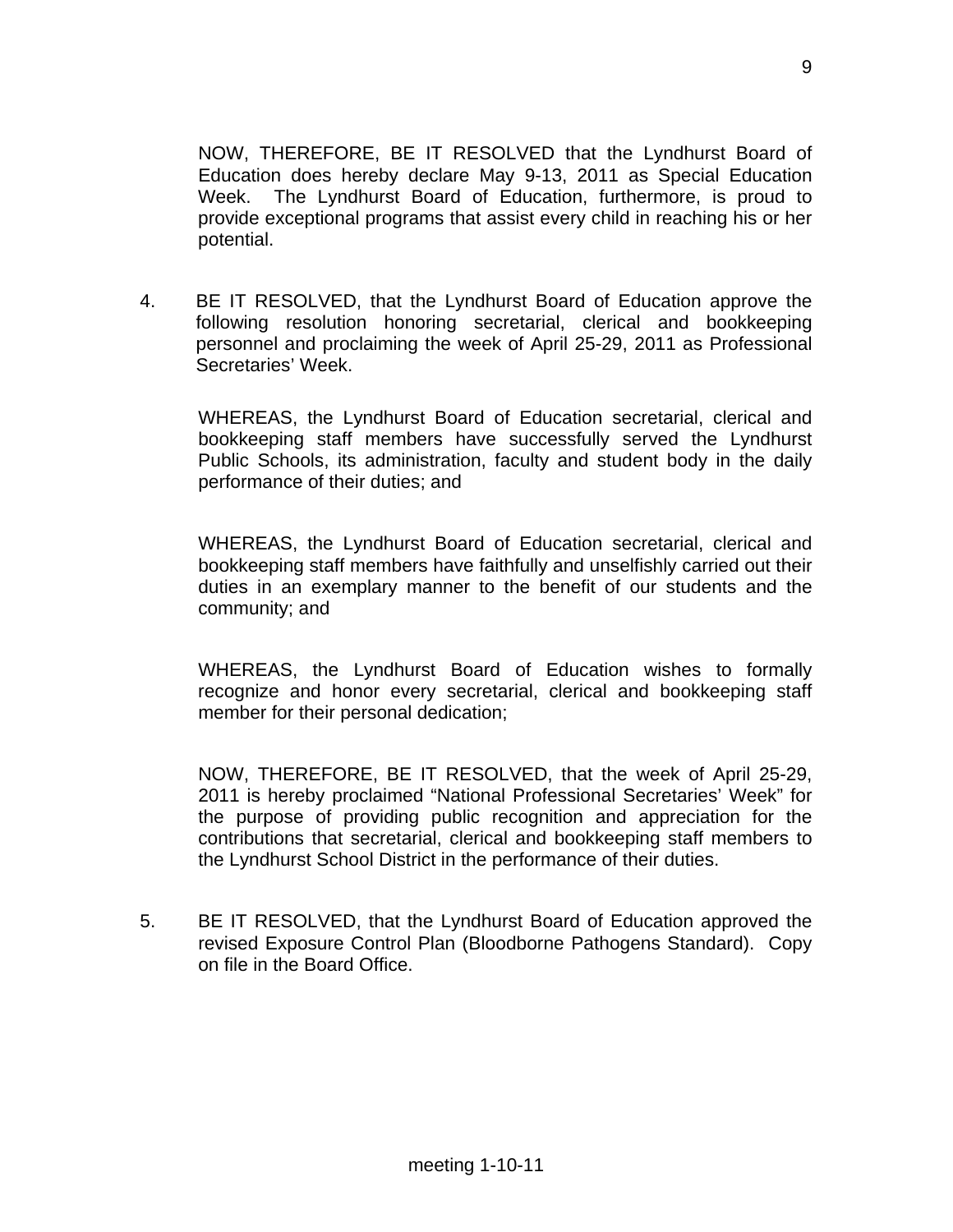NOW, THEREFORE, BE IT RESOLVED that the Lyndhurst Board of Education does hereby declare May 9-13, 2011 as Special Education Week. The Lyndhurst Board of Education, furthermore, is proud to provide exceptional programs that assist every child in reaching his or her potential.

4. BE IT RESOLVED, that the Lyndhurst Board of Education approve the following resolution honoring secretarial, clerical and bookkeeping personnel and proclaiming the week of April 25-29, 2011 as Professional Secretaries' Week.

   WHEREAS, the Lyndhurst Board of Education secretarial, clerical and bookkeeping staff members have successfully served the Lyndhurst Public Schools, its administration, faculty and student body in the daily performance of their duties; and

   WHEREAS, the Lyndhurst Board of Education secretarial, clerical and bookkeeping staff members have faithfully and unselfishly carried out their duties in an exemplary manner to the benefit of our students and the community; and

   WHEREAS, the Lyndhurst Board of Education wishes to formally recognize and honor every secretarial, clerical and bookkeeping staff member for their personal dedication;

   NOW, THEREFORE, BE IT RESOLVED, that the week of April 25-29, 2011 is hereby proclaimed "National Professional Secretaries' Week" for the purpose of providing public recognition and appreciation for the contributions that secretarial, clerical and bookkeeping staff members to the Lyndhurst School District in the performance of their duties.

5. BE IT RESOLVED, that the Lyndhurst Board of Education approved the revised Exposure Control Plan (Bloodborne Pathogens Standard). Copy on file in the Board Office.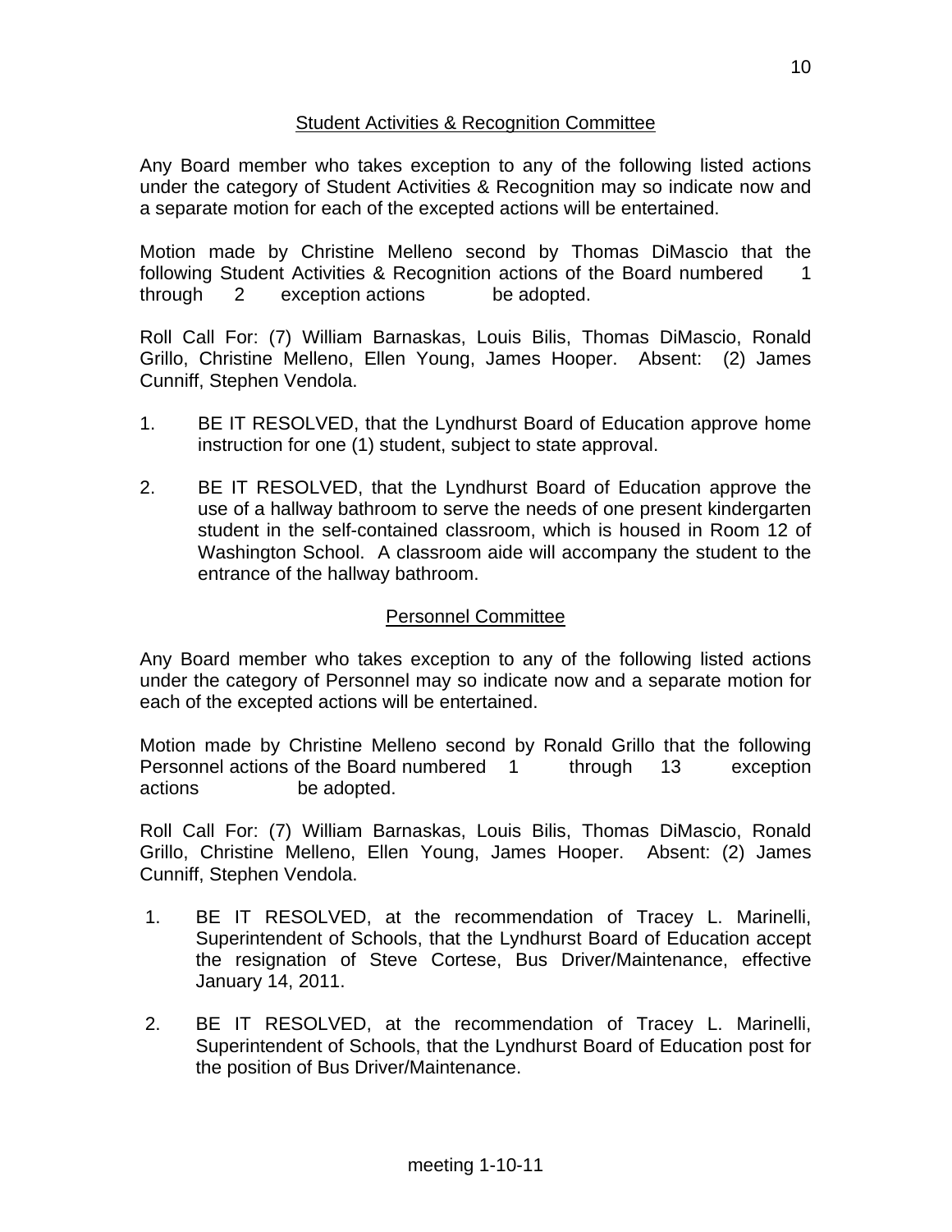## Student Activities & Recognition Committee

Any Board member who takes exception to any of the following listed actions under the category of Student Activities & Recognition may so indicate now and a separate motion for each of the excepted actions will be entertained.

Motion made by Christine Melleno second by Thomas DiMascio that the following Student Activities & Recognition actions of the Board numbered 1 through 2 exception actions be adopted.

Roll Call For: (7) William Barnaskas, Louis Bilis, Thomas DiMascio, Ronald Grillo, Christine Melleno, Ellen Young, James Hooper. Absent: (2) James Cunniff, Stephen Vendola.

1. BE IT RESOLVED, that the Lyndhurst Board of Education approve home instruction for one (1) student, subject to state approval.

2. BE IT RESOLVED, that the Lyndhurst Board of Education approve the use of a hallway bathroom to serve the needs of one present kindergarten student in the self-contained classroom, which is housed in Room 12 of Washington School. A classroom aide will accompany the student to the entrance of the hallway bathroom.

## Personnel Committee

Any Board member who takes exception to any of the following listed actions under the category of Personnel may so indicate now and a separate motion for each of the excepted actions will be entertained.

Motion made by Christine Melleno second by Ronald Grillo that the following Personnel actions of the Board numbered 1 through 13 exception actions be adopted.

Roll Call For: (7) William Barnaskas, Louis Bilis, Thomas DiMascio, Ronald Grillo, Christine Melleno, Ellen Young, James Hooper. Absent: (2) James Cunniff, Stephen Vendola.

1. BE IT RESOLVED, at the recommendation of Tracey L. Marinelli, Superintendent of Schools, that the Lyndhurst Board of Education accept the resignation of Steve Cortese, Bus Driver/Maintenance, effective January 14, 2011.

2. BE IT RESOLVED, at the recommendation of Tracey L. Marinelli, Superintendent of Schools, that the Lyndhurst Board of Education post for the position of Bus Driver/Maintenance.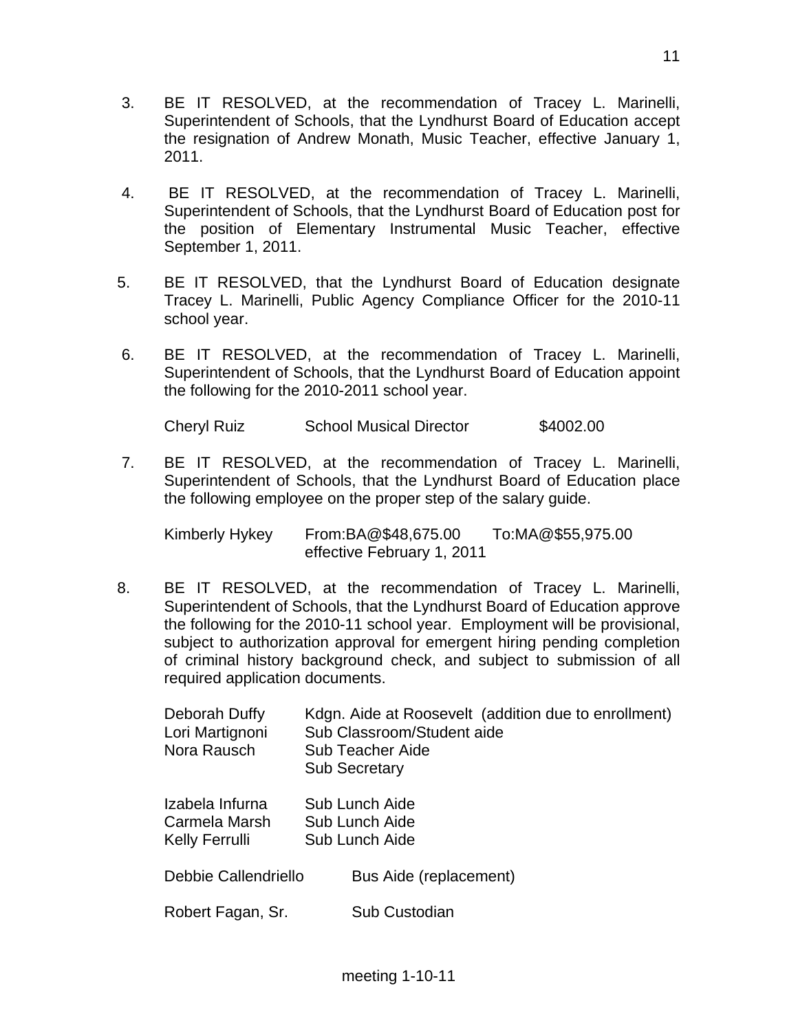3. BE IT RESOLVED, at the recommendation of Tracey L. Marinelli, Superintendent of Schools, that the Lyndhurst Board of Education accept the resignation of Andrew Monath, Music Teacher, effective January 1, 2011.

4. BE IT RESOLVED, at the recommendation of Tracey L. Marinelli, Superintendent of Schools, that the Lyndhurst Board of Education post for the position of Elementary Instrumental Music Teacher, effective September 1, 2011.

5. BE IT RESOLVED, that the Lyndhurst Board of Education designate Tracey L. Marinelli, Public Agency Compliance Officer for the 2010-11 school year.

6. BE IT RESOLVED, at the recommendation of Tracey L. Marinelli, Superintendent of Schools, that the Lyndhurst Board of Education appoint the following for the 2010-2011 school year.

   | | | |
   |---|---|---|
   | Cheryl Ruiz | School Musical Director | $4002.00 |

7. BE IT RESOLVED, at the recommendation of Tracey L. Marinelli, Superintendent of Schools, that the Lyndhurst Board of Education place the following employee on the proper step of the salary guide.

   | | | |
   |---|---|---|
   | Kimberly Hykey | From:BA@$48,675.00 effective February 1, 2011 | To:MA@$55,975.00 |

8. BE IT RESOLVED, at the recommendation of Tracey L. Marinelli, Superintendent of Schools, that the Lyndhurst Board of Education approve the following for the 2010-11 school year. Employment will be provisional, subject to authorization approval for emergent hiring pending completion of criminal history background check, and subject to submission of all required application documents.

   | | |
   |---|---|
   | Deborah Duffy | Kdgn. Aide at Roosevelt (addition due to enrollment) |
   | Lori Martignoni | Sub Classroom/Student aide |
   | Nora Rausch | Sub Teacher Aide<br>Sub Secretary |
   | Izabela Infurna | Sub Lunch Aide |
   | Carmela Marsh | Sub Lunch Aide |
   | Kelly Ferrulli | Sub Lunch Aide |
   | Debbie Callendriello | Bus Aide (replacement) |
   | Robert Fagan, Sr. | Sub Custodian |

meeting 1-10-11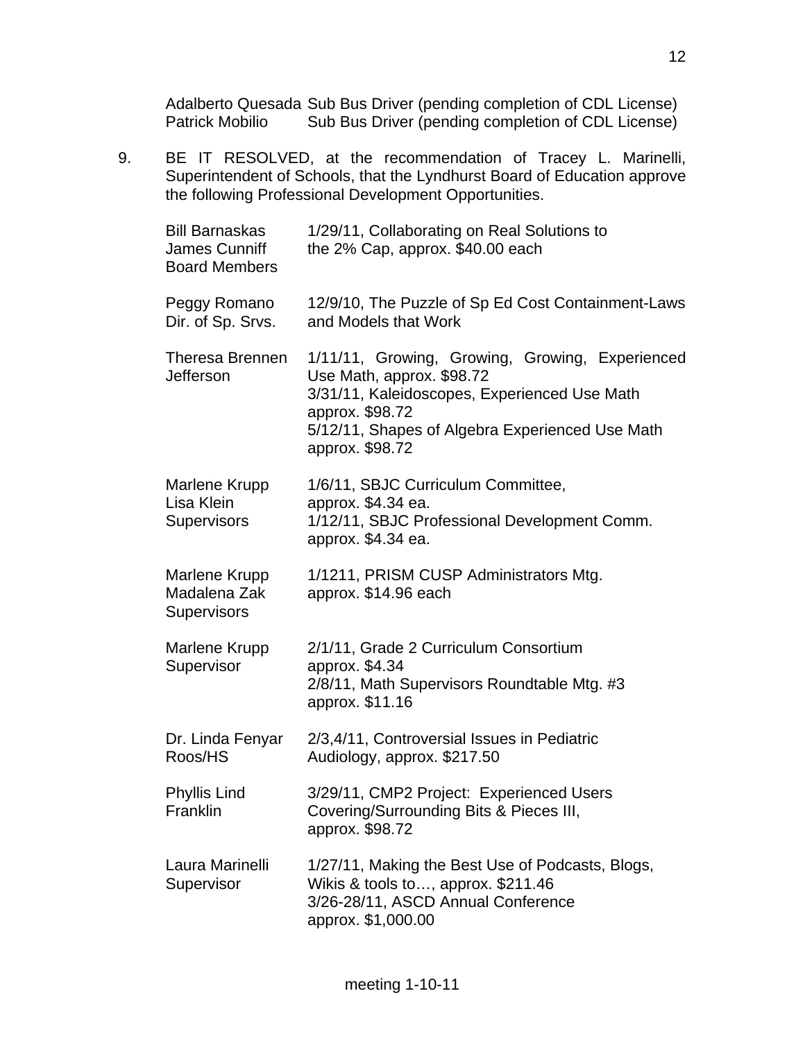| | |
|---|---|
| Adalberto Quesada | Sub Bus Driver (pending completion of CDL License) |
| Patrick Mobilio | Sub Bus Driver (pending completion of CDL License) |

9. BE IT RESOLVED, at the recommendation of Tracey L. Marinelli, Superintendent of Schools, that the Lyndhurst Board of Education approve the following Professional Development Opportunities.

| | |
|---|---|
| Bill Barnaskas<br>James Cunniff<br>Board Members | 1/29/11, Collaborating on Real Solutions to the 2% Cap, approx. $40.00 each |
| Peggy Romano<br>Dir. of Sp. Srvs. | 12/9/10, The Puzzle of Sp Ed Cost Containment-Laws and Models that Work |
| Theresa Brennen<br>Jefferson | 1/11/11, Growing, Growing, Growing, Experienced Use Math, approx. $98.72<br>3/31/11, Kaleidoscopes, Experienced Use Math approx. $98.72<br>5/12/11, Shapes of Algebra Experienced Use Math approx. $98.72 |
| Marlene Krupp<br>Lisa Klein<br>Supervisors | 1/6/11, SBJC Curriculum Committee, approx. $4.34 ea.<br>1/12/11, SBJC Professional Development Comm. approx. $4.34 ea. |
| Marlene Krupp<br>Madalena Zak<br>Supervisors | 1/1211, PRISM CUSP Administrators Mtg. approx. $14.96 each |
| Marlene Krupp<br>Supervisor | 2/1/11, Grade 2 Curriculum Consortium approx. $4.34<br>2/8/11, Math Supervisors Roundtable Mtg. #3 approx. $11.16 |
| Dr. Linda Fenyar<br>Roos/HS | 2/3,4/11, Controversial Issues in Pediatric Audiology, approx. $217.50 |
| Phyllis Lind<br>Franklin | 3/29/11, CMP2 Project: Experienced Users Covering/Surrounding Bits & Pieces III, approx. $98.72 |
| Laura Marinelli<br>Supervisor | 1/27/11, Making the Best Use of Podcasts, Blogs, Wikis & tools to…, approx. $211.46<br>3/26-28/11, ASCD Annual Conference approx. $1,000.00 |

meeting 1-10-11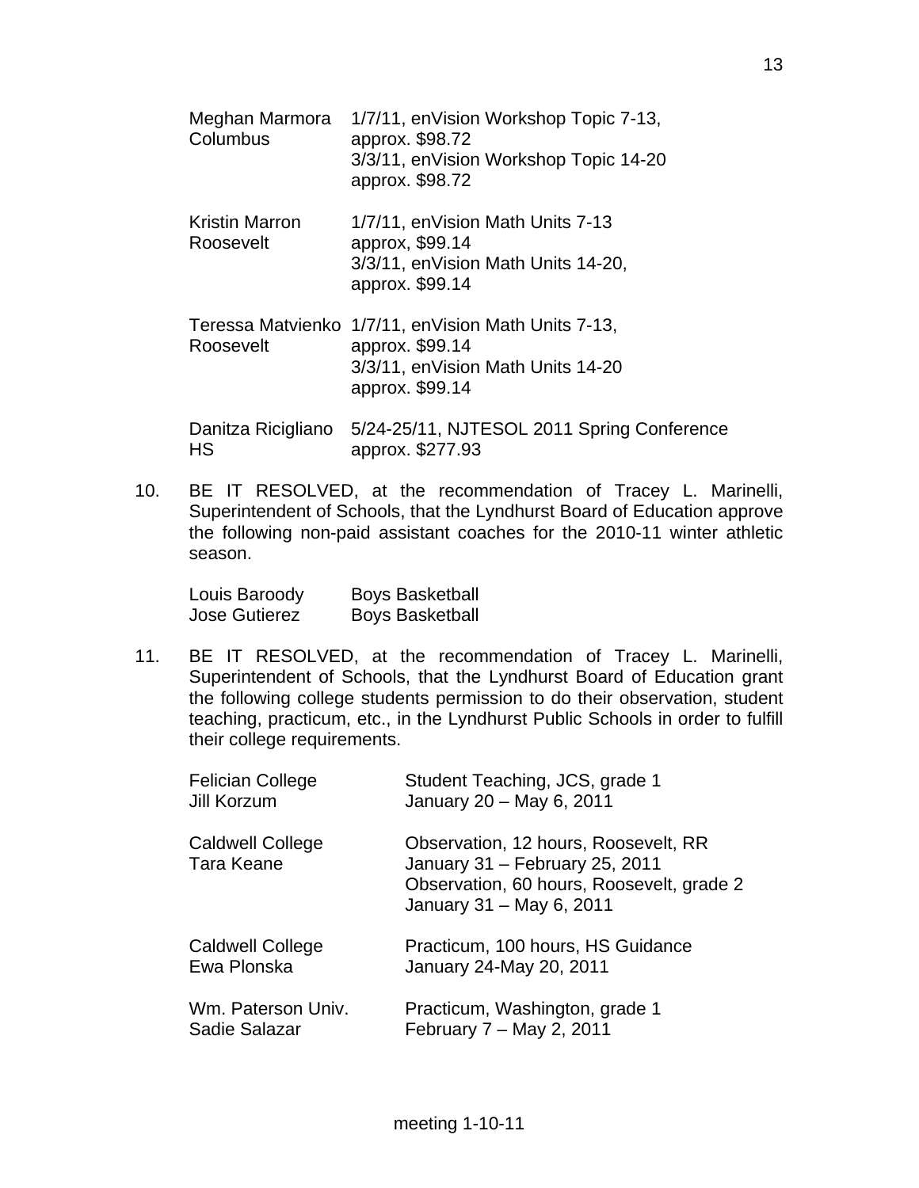| | |
|---|---|
| Meghan Marmora<br>Columbus | 1/7/11, enVision Workshop Topic 7-13,<br>approx. $98.72<br>3/3/11, enVision Workshop Topic 14-20<br>approx. $98.72 |
| Kristin Marron<br>Roosevelt | 1/7/11, enVision Math Units 7-13<br>approx, $99.14<br>3/3/11, enVision Math Units 14-20,<br>approx. $99.14 |
| Teressa Matvienko<br>Roosevelt | 1/7/11, enVision Math Units 7-13,<br>approx. $99.14<br>3/3/11, enVision Math Units 14-20<br>approx. $99.14 |
| Danitza Ricigliano<br>HS | 5/24-25/11, NJTESOL 2011 Spring Conference<br>approx. $277.93 |

10. BE IT RESOLVED, at the recommendation of Tracey L. Marinelli, Superintendent of Schools, that the Lyndhurst Board of Education approve the following non-paid assistant coaches for the 2010-11 winter athletic season.

| | |
|---|---|
| Louis Baroody | Boys Basketball |
| Jose Gutierez | Boys Basketball |

11. BE IT RESOLVED, at the recommendation of Tracey L. Marinelli, Superintendent of Schools, that the Lyndhurst Board of Education grant the following college students permission to do their observation, student teaching, practicum, etc., in the Lyndhurst Public Schools in order to fulfill their college requirements.

| | |
|---|---|
| Felician College<br>Jill Korzum | Student Teaching, JCS, grade 1<br>January 20 – May 6, 2011 |
| Caldwell College<br>Tara Keane | Observation, 12 hours, Roosevelt, RR<br>January 31 – February 25, 2011<br>Observation, 60 hours, Roosevelt, grade 2<br>January 31 – May 6, 2011 |
| Caldwell College<br>Ewa Plonska | Practicum, 100 hours, HS Guidance<br>January 24-May 20, 2011 |
| Wm. Paterson Univ.<br>Sadie Salazar | Practicum, Washington, grade 1<br>February 7 – May 2, 2011 |

meeting 1-10-11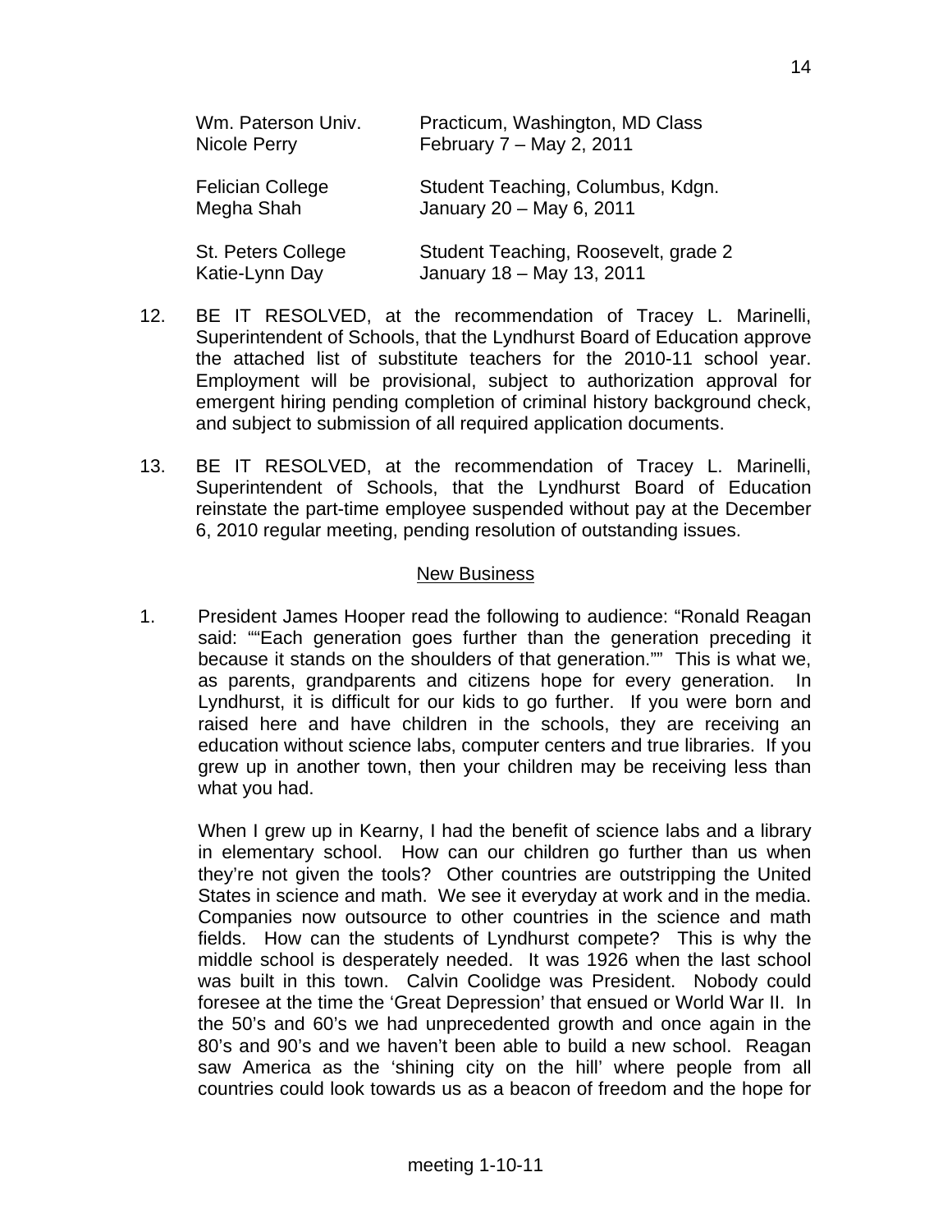| | |
|---|---|
| Wm. Paterson Univ.<br>Nicole Perry | Practicum, Washington, MD Class<br>February 7 – May 2, 2011 |
| Felician College<br>Megha Shah | Student Teaching, Columbus, Kdgn.<br>January 20 – May 6, 2011 |
| St. Peters College<br>Katie-Lynn Day | Student Teaching, Roosevelt, grade 2<br>January 18 – May 13, 2011 |

12. BE IT RESOLVED, at the recommendation of Tracey L. Marinelli, Superintendent of Schools, that the Lyndhurst Board of Education approve the attached list of substitute teachers for the 2010-11 school year. Employment will be provisional, subject to authorization approval for emergent hiring pending completion of criminal history background check, and subject to submission of all required application documents.

13. BE IT RESOLVED, at the recommendation of Tracey L. Marinelli, Superintendent of Schools, that the Lyndhurst Board of Education reinstate the part-time employee suspended without pay at the December 6, 2010 regular meeting, pending resolution of outstanding issues.

## New Business

1. President James Hooper read the following to audience: "Ronald Reagan said: ""Each generation goes further than the generation preceding it because it stands on the shoulders of that generation."" This is what we, as parents, grandparents and citizens hope for every generation. In Lyndhurst, it is difficult for our kids to go further. If you were born and raised here and have children in the schools, they are receiving an education without science labs, computer centers and true libraries. If you grew up in another town, then your children may be receiving less than what you had.

   When I grew up in Kearny, I had the benefit of science labs and a library in elementary school. How can our children go further than us when they're not given the tools? Other countries are outstripping the United States in science and math. We see it everyday at work and in the media. Companies now outsource to other countries in the science and math fields. How can the students of Lyndhurst compete? This is why the middle school is desperately needed. It was 1926 when the last school was built in this town. Calvin Coolidge was President. Nobody could foresee at the time the 'Great Depression' that ensued or World War II. In the 50's and 60's we had unprecedented growth and once again in the 80's and 90's and we haven't been able to build a new school. Reagan saw America as the 'shining city on the hill' where people from all countries could look towards us as a beacon of freedom and the hope for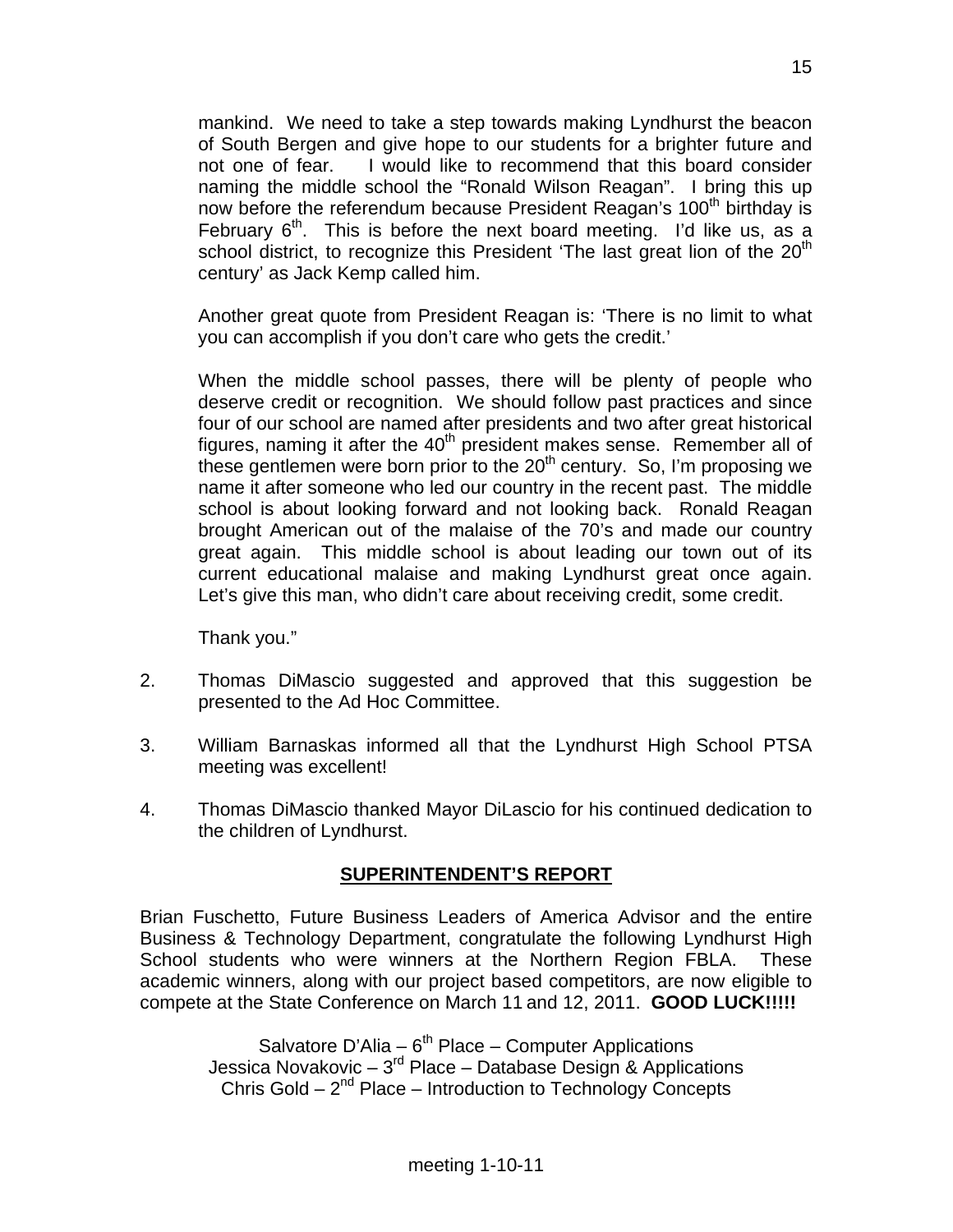mankind. We need to take a step towards making Lyndhurst the beacon of South Bergen and give hope to our students for a brighter future and not one of fear. I would like to recommend that this board consider naming the middle school the "Ronald Wilson Reagan". I bring this up now before the referendum because President Reagan's 100th birthday is February 6th. This is before the next board meeting. I'd like us, as a school district, to recognize this President 'The last great lion of the 20th century' as Jack Kemp called him.

Another great quote from President Reagan is: 'There is no limit to what you can accomplish if you don't care who gets the credit.'

When the middle school passes, there will be plenty of people who deserve credit or recognition. We should follow past practices and since four of our school are named after presidents and two after great historical figures, naming it after the 40th president makes sense. Remember all of these gentlemen were born prior to the 20th century. So, I'm proposing we name it after someone who led our country in the recent past. The middle school is about looking forward and not looking back. Ronald Reagan brought American out of the malaise of the 70's and made our country great again. This middle school is about leading our town out of its current educational malaise and making Lyndhurst great once again. Let's give this man, who didn't care about receiving credit, some credit.

Thank you."

2. Thomas DiMascio suggested and approved that this suggestion be presented to the Ad Hoc Committee.
3. William Barnaskas informed all that the Lyndhurst High School PTSA meeting was excellent!
4. Thomas DiMascio thanked Mayor DiLascio for his continued dedication to the children of Lyndhurst.

## SUPERINTENDENT'S REPORT

Brian Fuschetto, Future Business Leaders of America Advisor and the entire Business & Technology Department, congratulate the following Lyndhurst High School students who were winners at the Northern Region FBLA. These academic winners, along with our project based competitors, are now eligible to compete at the State Conference on March 11 and 12, 2011. **GOOD LUCK!!!!!**

Salvatore D'Alia – 6th Place – Computer Applications
Jessica Novakovic – 3rd Place – Database Design & Applications
Chris Gold – 2nd Place – Introduction to Technology Concepts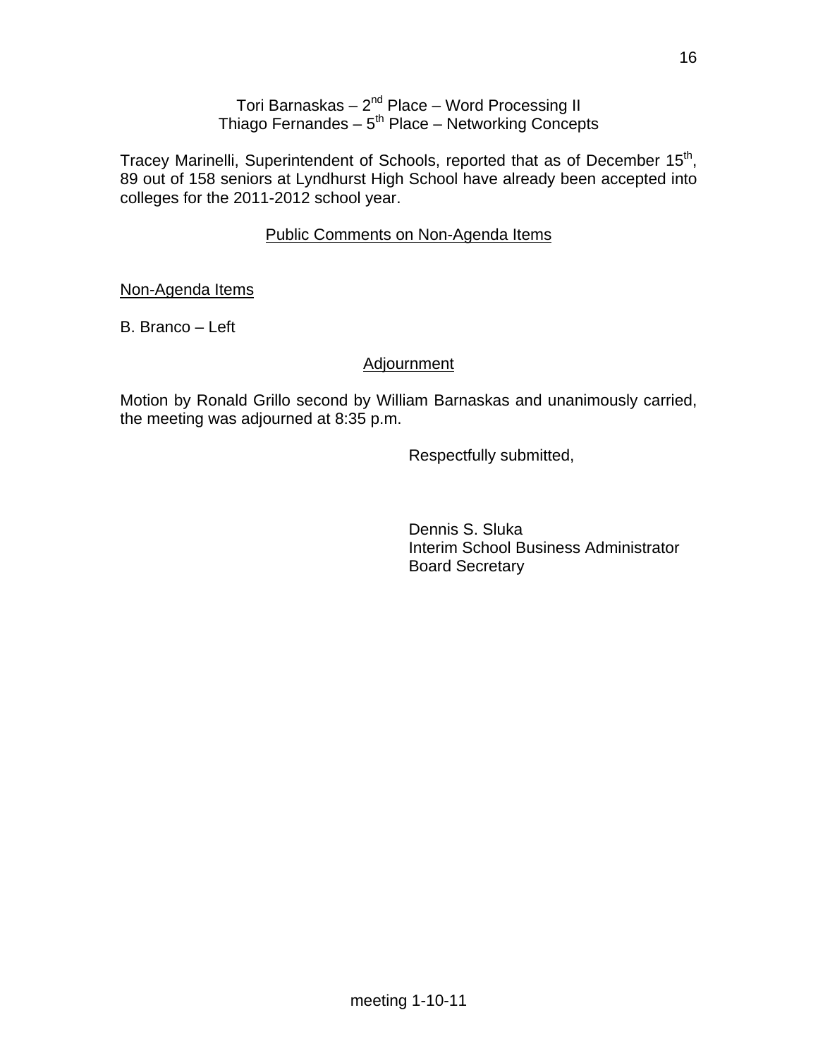Tori Barnaskas – 2nd Place – Word Processing II
Thiago Fernandes – 5th Place – Networking Concepts

Tracey Marinelli, Superintendent of Schools, reported that as of December 15th, 89 out of 158 seniors at Lyndhurst High School have already been accepted into colleges for the 2011-2012 school year.

## Public Comments on Non-Agenda Items

### Non-Agenda Items

B. Branco – Left

## Adjournment

Motion by Ronald Grillo second by William Barnaskas and unanimously carried, the meeting was adjourned at 8:35 p.m.

Respectfully submitted,

Dennis S. Sluka
Interim School Business Administrator
Board Secretary

meeting 1-10-11